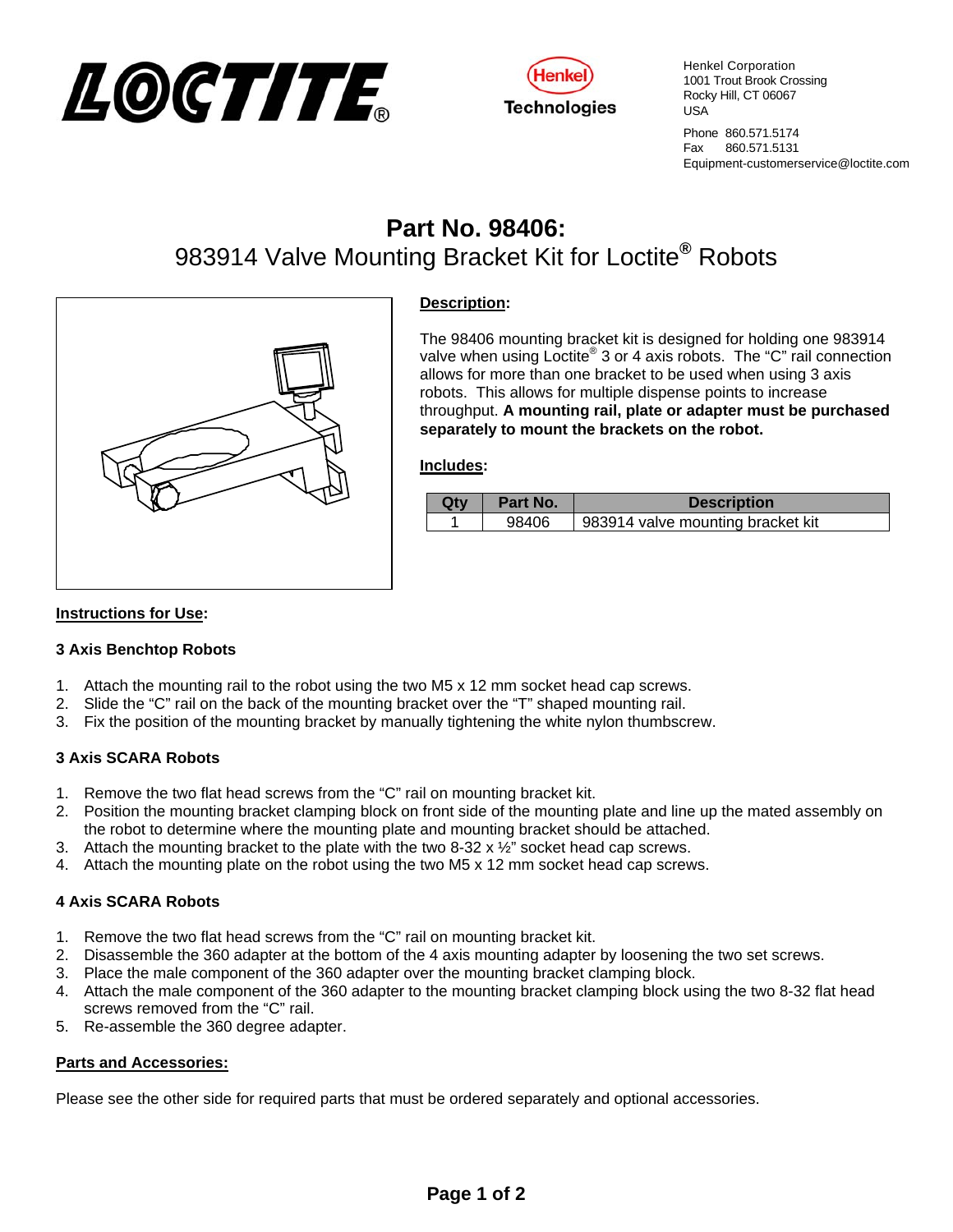Henkel Corporation
1001 Trout Brook Crossing
Rocky Hill, CT 06067
USA

Phone 860.571.5174
Fax 860.571.5131
Equipment-customerservice@loctite.com

# Part No. 98406:

## 983914 Valve Mounting Bracket Kit for Loctite® Robots

**Description:**

The 98406 mounting bracket kit is designed for holding one 983914 valve when using Loctite® 3 or 4 axis robots. The "C" rail connection allows for more than one bracket to be used when using 3 axis robots. This allows for multiple dispense points to increase throughput. **A mounting rail, plate or adapter must be purchased separately to mount the brackets on the robot.**

**Includes:**

| Qty | Part No. | Description |
|---|---|---|
| 1 | 98406 | 983914 valve mounting bracket kit |

**Instructions for Use:**

**3 Axis Benchtop Robots**

1. Attach the mounting rail to the robot using the two M5 x 12 mm socket head cap screws.
2. Slide the "C" rail on the back of the mounting bracket over the "T" shaped mounting rail.
3. Fix the position of the mounting bracket by manually tightening the white nylon thumbscrew.

**3 Axis SCARA Robots**

1. Remove the two flat head screws from the "C" rail on mounting bracket kit.
2. Position the mounting bracket clamping block on front side of the mounting plate and line up the mated assembly on the robot to determine where the mounting plate and mounting bracket should be attached.
3. Attach the mounting bracket to the plate with the two 8-32 x ½" socket head cap screws.
4. Attach the mounting plate on the robot using the two M5 x 12 mm socket head cap screws.

**4 Axis SCARA Robots**

1. Remove the two flat head screws from the "C" rail on mounting bracket kit.
2. Disassemble the 360 adapter at the bottom of the 4 axis mounting adapter by loosening the two set screws.
3. Place the male component of the 360 adapter over the mounting bracket clamping block.
4. Attach the male component of the 360 adapter to the mounting bracket clamping block using the two 8-32 flat head screws removed from the "C" rail.
5. Re-assemble the 360 degree adapter.

**Parts and Accessories:**

Please see the other side for required parts that must be ordered separately and optional accessories.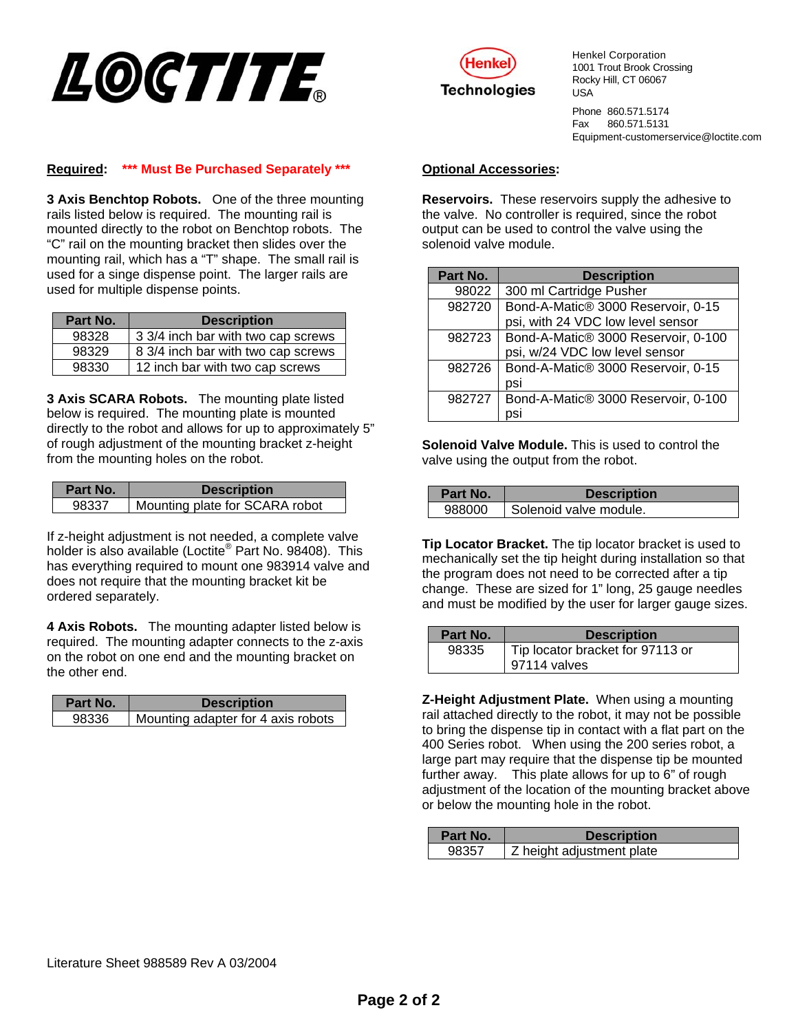LOCTITE®

Henkel Technologies

Henkel Corporation
1001 Trout Brook Crossing
Rocky Hill, CT 06067
USA

Phone 860.571.5174
Fax 860.571.5131
Equipment-customerservice@loctite.com

**Required:** *** Must Be Purchased Separately ***

**3 Axis Benchtop Robots.** One of the three mounting rails listed below is required. The mounting rail is mounted directly to the robot on Benchtop robots. The "C" rail on the mounting bracket then slides over the mounting rail, which has a "T" shape. The small rail is used for a singe dispense point. The larger rails are used for multiple dispense points.

| Part No. | Description |
|---|---|
| 98328 | 3 3/4 inch bar with two cap screws |
| 98329 | 8 3/4 inch bar with two cap screws |
| 98330 | 12 inch bar with two cap screws |

**3 Axis SCARA Robots.** The mounting plate listed below is required. The mounting plate is mounted directly to the robot and allows for up to approximately 5" of rough adjustment of the mounting bracket z-height from the mounting holes on the robot.

| Part No. | Description |
|---|---|
| 98337 | Mounting plate for SCARA robot |

If z-height adjustment is not needed, a complete valve holder is also available (Loctite® Part No. 98408). This has everything required to mount one 983914 valve and does not require that the mounting bracket kit be ordered separately.

**4 Axis Robots.** The mounting adapter listed below is required. The mounting adapter connects to the z-axis on the robot on one end and the mounting bracket on the other end.

| Part No. | Description |
|---|---|
| 98336 | Mounting adapter for 4 axis robots |

**Optional Accessories:**

**Reservoirs.** These reservoirs supply the adhesive to the valve. No controller is required, since the robot output can be used to control the valve using the solenoid valve module.

| Part No. | Description |
|---|---|
| 98022 | 300 ml Cartridge Pusher |
| 982720 | Bond-A-Matic® 3000 Reservoir, 0-15 psi, with 24 VDC low level sensor |
| 982723 | Bond-A-Matic® 3000 Reservoir, 0-100 psi, w/24 VDC low level sensor |
| 982726 | Bond-A-Matic® 3000 Reservoir, 0-15 psi |
| 982727 | Bond-A-Matic® 3000 Reservoir, 0-100 psi |

**Solenoid Valve Module.** This is used to control the valve using the output from the robot.

| Part No. | Description |
|---|---|
| 988000 | Solenoid valve module. |

**Tip Locator Bracket.** The tip locator bracket is used to mechanically set the tip height during installation so that the program does not need to be corrected after a tip change. These are sized for 1" long, 25 gauge needles and must be modified by the user for larger gauge sizes.

| Part No. | Description |
|---|---|
| 98335 | Tip locator bracket for 97113 or 97114 valves |

**Z-Height Adjustment Plate.** When using a mounting rail attached directly to the robot, it may not be possible to bring the dispense tip in contact with a flat part on the 400 Series robot. When using the 200 series robot, a large part may require that the dispense tip be mounted further away. This plate allows for up to 6" of rough adjustment of the location of the mounting bracket above or below the mounting hole in the robot.

| Part No. | Description |
|---|---|
| 98357 | Z height adjustment plate |

Literature Sheet 988589 Rev A 03/2004